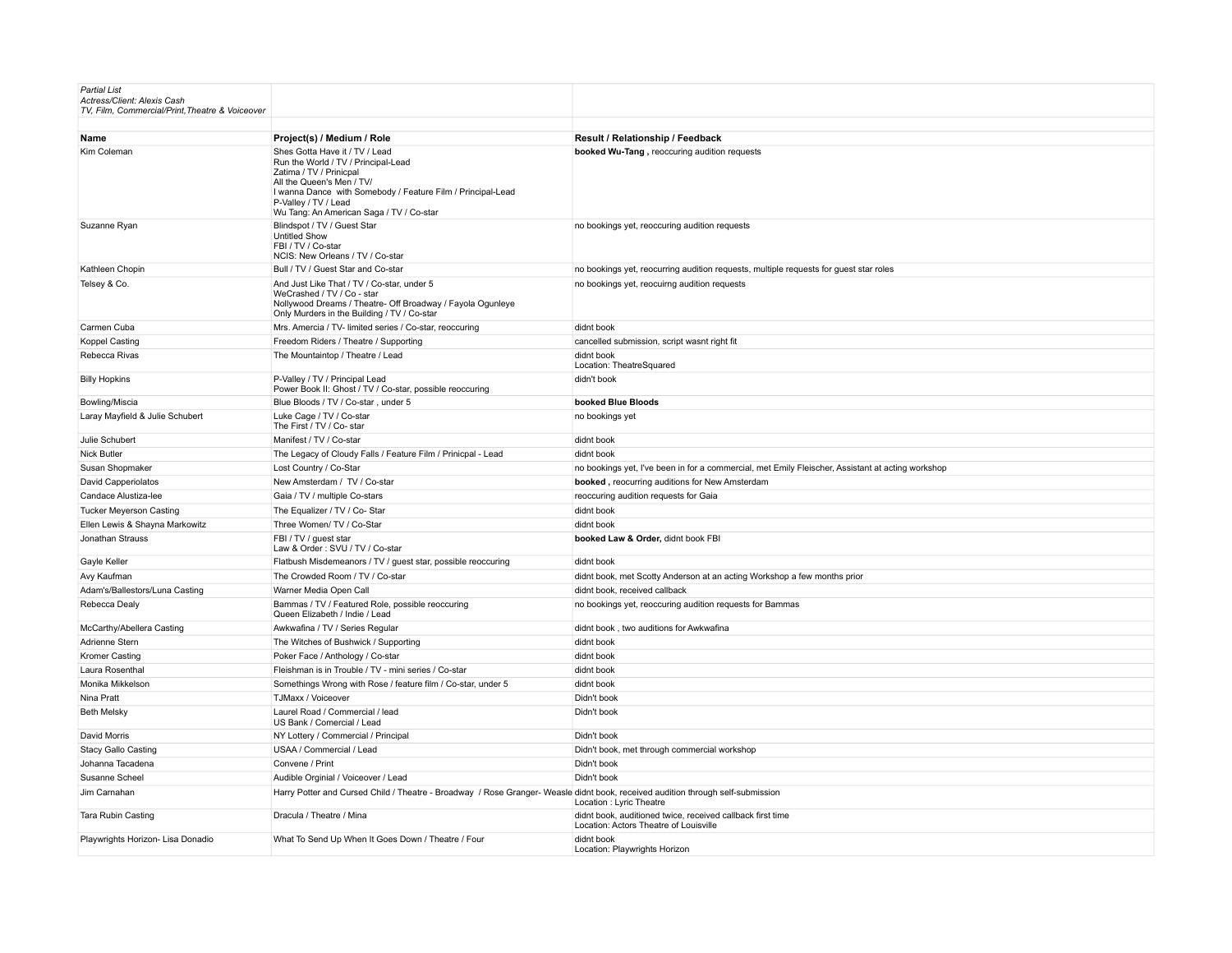*Partial List*
*Actress/Client: Alexis Cash*
*TV, Film, Commercial/Print,Theatre & Voiceover*

| Name | Project(s) / Medium / Role | Result / Relationship / Feedback |
|---|---|---|
| Kim Coleman | Shes Gotta Have it / TV / Lead<br>Run the World / TV / Principal-Lead<br>Zatima / TV / Prinicpal<br>All the Queen's Men / TV/<br>I wanna Dance with Somebody / Feature Film / Principal-Lead<br>P-Valley / TV / Lead<br>Wu Tang: An American Saga / TV / Co-star | **booked Wu-Tang ,** reoccuring audition requests |
| Suzanne Ryan | Blindspot / TV / Guest Star<br>Untitled Show<br>FBI / TV / Co-star<br>NCIS: New Orleans / TV / Co-star | no bookings yet, reoccuring audition requests |
| Kathleen Chopin | Bull / TV / Guest Star and Co-star | no bookings yet, reocurring audition requests, multiple requests for guest star roles |
| Telsey & Co. | And Just Like That / TV / Co-star, under 5<br>WeCrashed / TV / Co - star<br>Nollywood Dreams / Theatre- Off Broadway / Fayola Ogunleye<br>Only Murders in the Building / TV / Co-star | no bookings yet, reocuirng audition requests |
| Carmen Cuba | Mrs. Amercia / TV- limited series / Co-star, reoccuring | didnt book |
| Koppel Casting | Freedom Riders / Theatre / Supporting | cancelled submission, script wasnt right fit |
| Rebecca Rivas | The Mountaintop / Theatre / Lead | didnt book<br>Location: TheatreSquared |
| Billy Hopkins | P-Valley / TV / Principal Lead<br>Power Book II: Ghost / TV / Co-star, possible reoccuring | didn't book |
| Bowling/Miscia | Blue Bloods / TV / Co-star , under 5 | **booked Blue Bloods** |
| Laray Mayfield & Julie Schubert | Luke Cage / TV / Co-star<br>The First / TV / Co- star | no bookings yet |
| Julie Schubert | Manifest / TV / Co-star | didnt book |
| Nick Butler | The Legacy of Cloudy Falls / Feature Film / Prinicpal - Lead | didnt book |
| Susan Shopmaker | Lost Country / Co-Star | no bookings yet, I've been in for a commercial, met Emily Fleischer, Assistant at acting workshop |
| David Capperiolatos | New Amsterdam / TV / Co-star | **booked ,** reocurring auditions for New Amsterdam |
| Candace Alustiza-lee | Gaia / TV / multiple Co-stars | reoccuring audition requests for Gaia |
| Tucker Meyerson Casting | The Equalizer / TV / Co- Star | didnt book |
| Ellen Lewis & Shayna Markowitz | Three Women/ TV / Co-Star | didnt book |
| Jonathan Strauss | FBI / TV / guest star<br>Law & Order : SVU / TV / Co-star | **booked Law & Order,** didnt book FBI |
| Gayle Keller | Flatbush Misdemeanors / TV / guest star, possible reoccuring | didnt book |
| Avy Kaufman | The Crowded Room / TV / Co-star | didnt book, met Scotty Anderson at an acting Workshop a few months prior |
| Adam's/Ballestors/Luna Casting | Warner Media Open Call | didnt book, received callback |
| Rebecca Dealy | Bammas / TV / Featured Role, possible reoccuring<br>Queen Elizabeth / Indie / Lead | no bookings yet, reoccuring audition requests for Bammas |
| McCarthy/Abellera Casting | Awkwafina / TV / Series Regular | didnt book , two auditions for Awkwafina |
| Adrienne Stern | The Witches of Bushwick / Supporting | didnt book |
| Kromer Casting | Poker Face / Anthology / Co-star | didnt book |
| Laura Rosenthal | Fleishman is in Trouble / TV - mini series / Co-star | didnt book |
| Monika Mikkelson | Somethings Wrong with Rose / feature film / Co-star, under 5 | didnt book |
| Nina Pratt | TJMaxx / Voiceover | Didn't book |
| Beth Melsky | Laurel Road / Commercial / lead<br>US Bank / Comercial / Lead | Didn't book |
| David Morris | NY Lottery / Commercial / Principal | Didn't book |
| Stacy Gallo Casting | USAA / Commercial / Lead | Didn't book, met through commercial workshop |
| Johanna Tacadena | Convene / Print | Didn't book |
| Susanne Scheel | Audible Orginial / Voiceover / Lead | Didn't book |
| Jim Carnahan | Harry Potter and Cursed Child / Theatre - Broadway / Rose Granger- Weasle | didnt book, received audition through self-submission<br>Location : Lyric Theatre |
| Tara Rubin Casting | Dracula / Theatre / Mina | didnt book, auditioned twice, received callback first time<br>Location: Actors Theatre of Louisville |
| Playwrights Horizon- Lisa Donadio | What To Send Up When It Goes Down / Theatre / Four | didnt book<br>Location: Playwrights Horizon |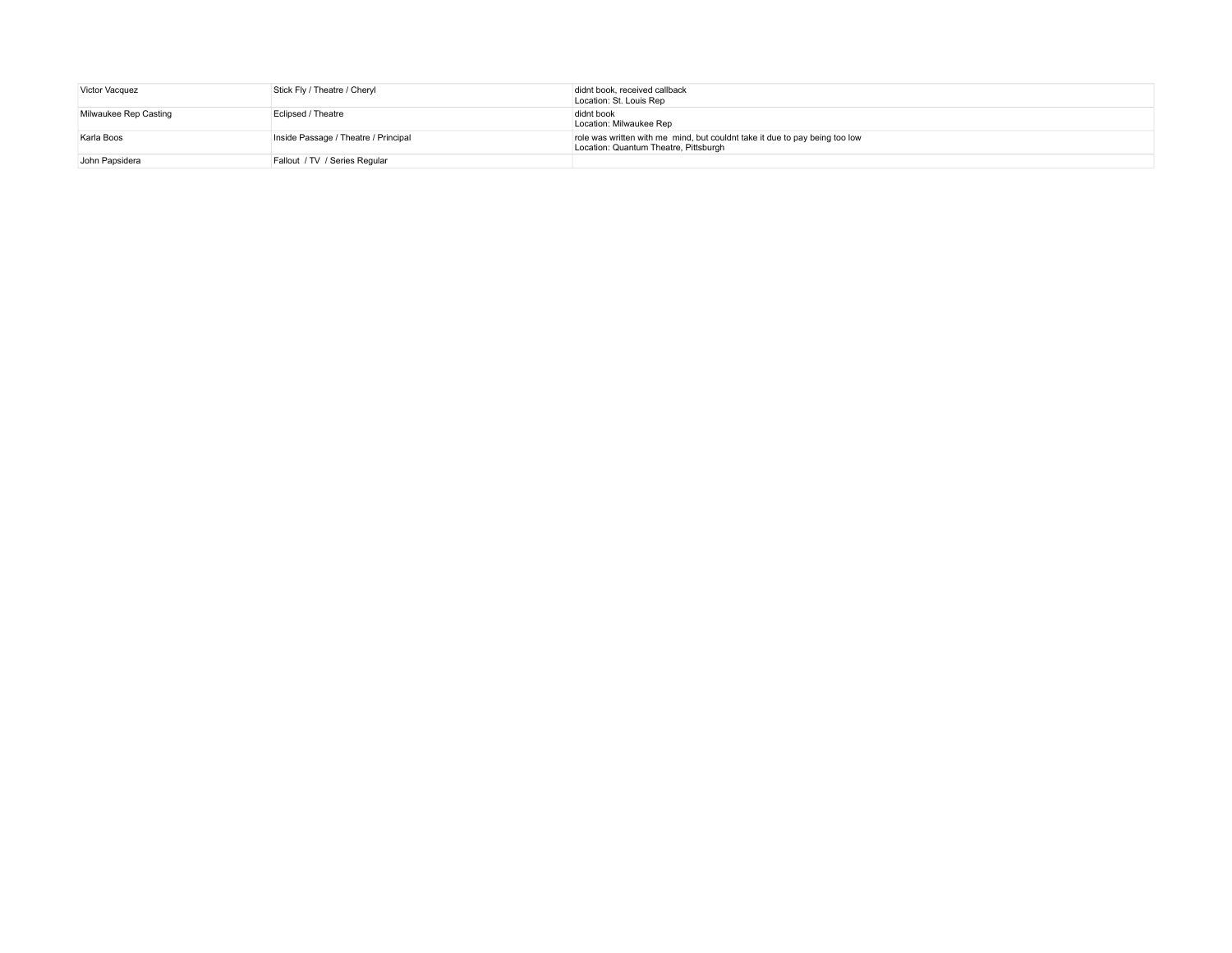| | | |
|---|---|---|
| Victor Vacquez | Stick Fly / Theatre / Cheryl | didnt book, received callback<br>Location: St. Louis Rep |
| Milwaukee Rep Casting | Eclipsed / Theatre | didnt book<br>Location: Milwaukee Rep |
| Karla Boos | Inside Passage / Theatre / Principal | role was written with me mind, but couldnt take it due to pay being too low<br>Location: Quantum Theatre, Pittsburgh |
| John Papsidera | Fallout / TV / Series Regular | |